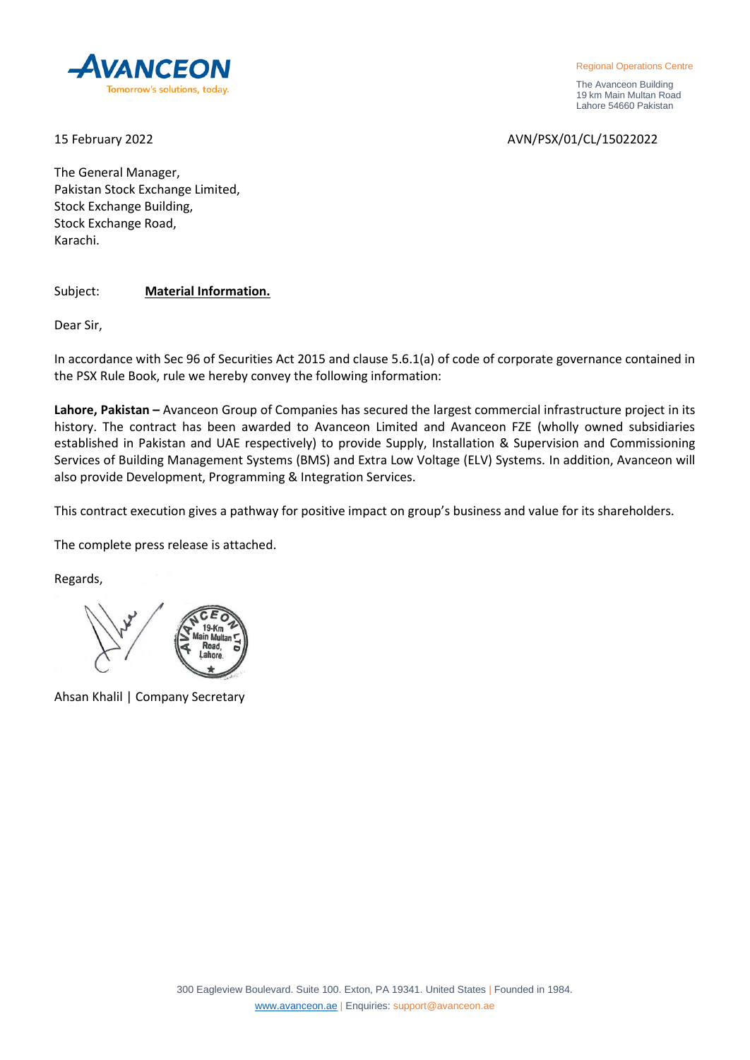**AVANCEON**
Tomorrow's solutions, today.

Regional Operations Centre

The Avanceon Building
19 km Main Multan Road
Lahore 54660 Pakistan

15 February 2022

AVN/PSX/01/CL/15022022

The General Manager,
Pakistan Stock Exchange Limited,
Stock Exchange Building,
Stock Exchange Road,
Karachi.

Subject: **Material Information.**

Dear Sir,

In accordance with Sec 96 of Securities Act 2015 and clause 5.6.1(a) of code of corporate governance contained in the PSX Rule Book, rule we hereby convey the following information:

**Lahore, Pakistan –** Avanceon Group of Companies has secured the largest commercial infrastructure project in its history. The contract has been awarded to Avanceon Limited and Avanceon FZE (wholly owned subsidiaries established in Pakistan and UAE respectively) to provide Supply, Installation & Supervision and Commissioning Services of Building Management Systems (BMS) and Extra Low Voltage (ELV) Systems. In addition, Avanceon will also provide Development, Programming & Integration Services.

This contract execution gives a pathway for positive impact on group's business and value for its shareholders.

The complete press release is attached.

Regards,

Ahsan Khalil | Company Secretary

300 Eagleview Boulevard. Suite 100. Exton, PA 19341. United States | Founded in 1984.
www.avanceon.ae | Enquiries: support@avanceon.ae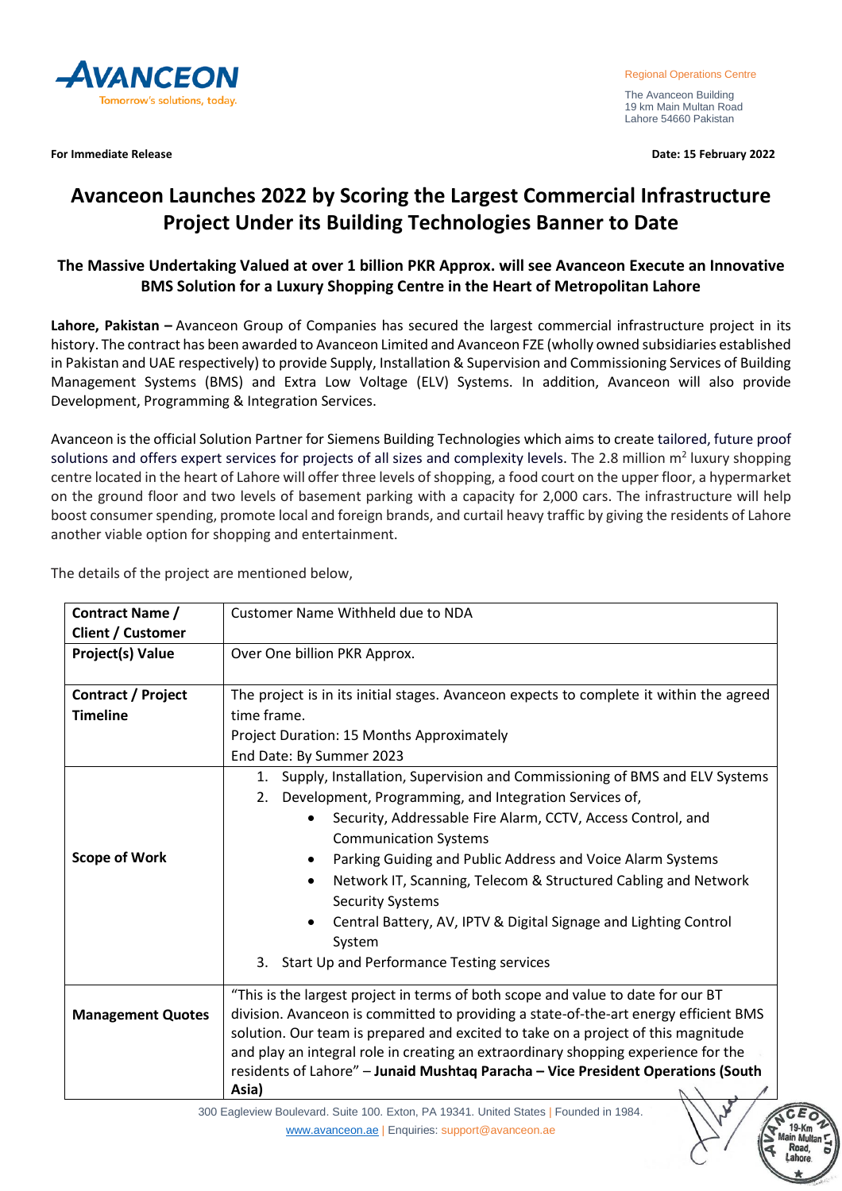For Immediate Release

Date: 15 February 2022

# Avanceon Launches 2022 by Scoring the Largest Commercial Infrastructure Project Under its Building Technologies Banner to Date

## The Massive Undertaking Valued at over 1 billion PKR Approx. will see Avanceon Execute an Innovative BMS Solution for a Luxury Shopping Centre in the Heart of Metropolitan Lahore

**Lahore, Pakistan –** Avanceon Group of Companies has secured the largest commercial infrastructure project in its history. The contract has been awarded to Avanceon Limited and Avanceon FZE (wholly owned subsidiaries established in Pakistan and UAE respectively) to provide Supply, Installation & Supervision and Commissioning Services of Building Management Systems (BMS) and Extra Low Voltage (ELV) Systems. In addition, Avanceon will also provide Development, Programming & Integration Services.

Avanceon is the official Solution Partner for Siemens Building Technologies which aims to create tailored, future proof solutions and offers expert services for projects of all sizes and complexity levels. The 2.8 million m$^2$ luxury shopping centre located in the heart of Lahore will offer three levels of shopping, a food court on the upper floor, a hypermarket on the ground floor and two levels of basement parking with a capacity for 2,000 cars. The infrastructure will help boost consumer spending, promote local and foreign brands, and curtail heavy traffic by giving the residents of Lahore another viable option for shopping and entertainment.

The details of the project are mentioned below,

| | |
|---|---|
| **Contract Name / Client / Customer** | Customer Name Withheld due to NDA |
| **Project(s) Value** | Over One billion PKR Approx. |
| **Contract / Project Timeline** | The project is in its initial stages. Avanceon expects to complete it within the agreed time frame.<br>Project Duration: 15 Months Approximately<br>End Date: By Summer 2023 |
| **Scope of Work** | 1. Supply, Installation, Supervision and Commissioning of BMS and ELV Systems<br>2. Development, Programming, and Integration Services of,<br>• Security, Addressable Fire Alarm, CCTV, Access Control, and Communication Systems<br>• Parking Guiding and Public Address and Voice Alarm Systems<br>• Network IT, Scanning, Telecom & Structured Cabling and Network Security Systems<br>• Central Battery, AV, IPTV & Digital Signage and Lighting Control System<br>3. Start Up and Performance Testing services |
| **Management Quotes** | "This is the largest project in terms of both scope and value to date for our BT division. Avanceon is committed to providing a state-of-the-art energy efficient BMS solution. Our team is prepared and excited to take on a project of this magnitude and play an integral role in creating an extraordinary shopping experience for the residents of Lahore" – **Junaid Mushtaq Paracha – Vice President Operations (South Asia)** |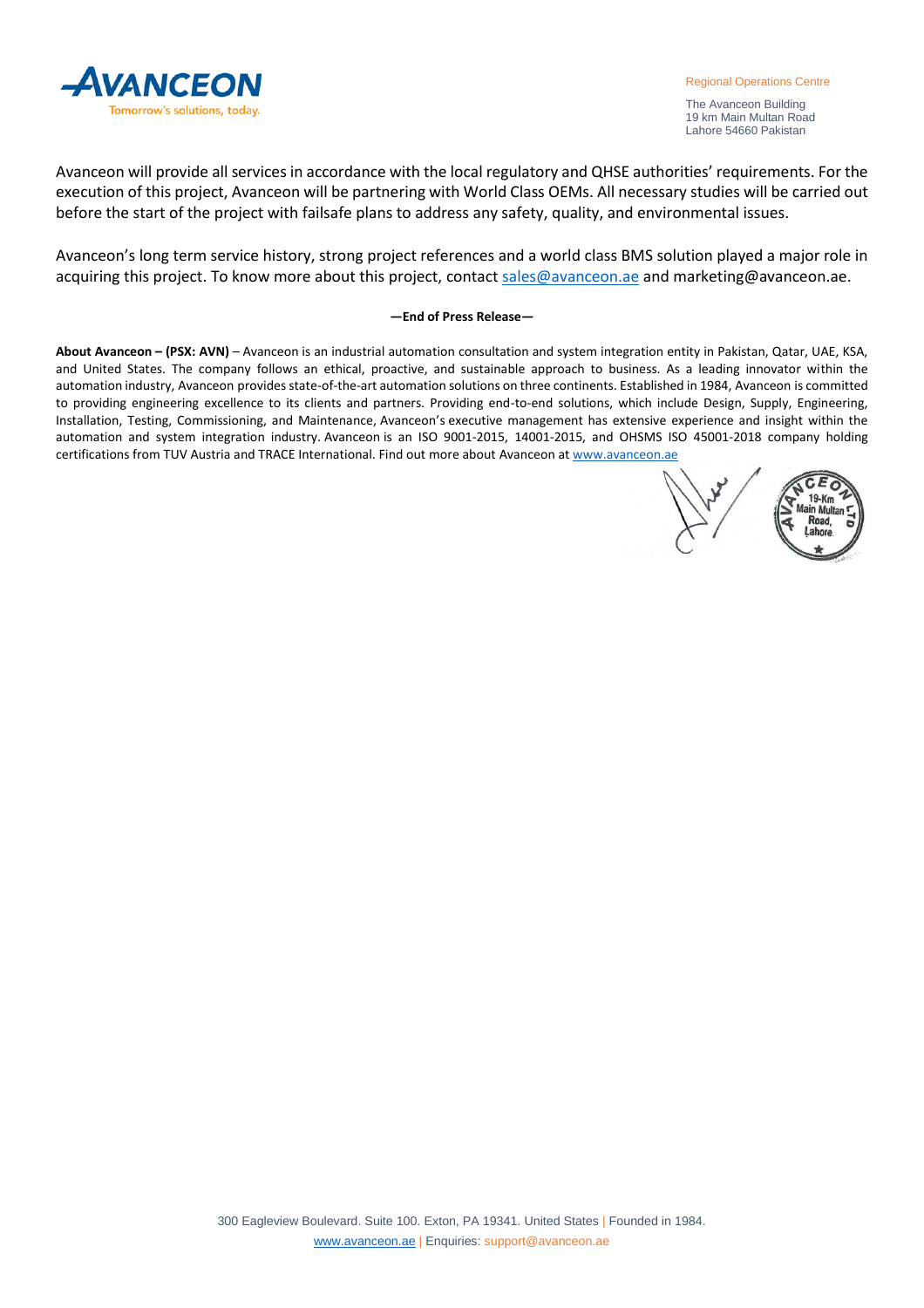Avanceon will provide all services in accordance with the local regulatory and QHSE authorities' requirements. For the execution of this project, Avanceon will be partnering with World Class OEMs. All necessary studies will be carried out before the start of the project with failsafe plans to address any safety, quality, and environmental issues.

Avanceon's long term service history, strong project references and a world class BMS solution played a major role in acquiring this project. To know more about this project, contact sales@avanceon.ae and marketing@avanceon.ae.

**—End of Press Release—**

**About Avanceon – (PSX: AVN)** – Avanceon is an industrial automation consultation and system integration entity in Pakistan, Qatar, UAE, KSA, and United States. The company follows an ethical, proactive, and sustainable approach to business. As a leading innovator within the automation industry, Avanceon provides state-of-the-art automation solutions on three continents. Established in 1984, Avanceon is committed to providing engineering excellence to its clients and partners. Providing end-to-end solutions, which include Design, Supply, Engineering, Installation, Testing, Commissioning, and Maintenance, Avanceon's executive management has extensive experience and insight within the automation and system integration industry. Avanceon is an ISO 9001-2015, 14001-2015, and OHSMS ISO 45001-2018 company holding certifications from TUV Austria and TRACE International. Find out more about Avanceon at www.avanceon.ae